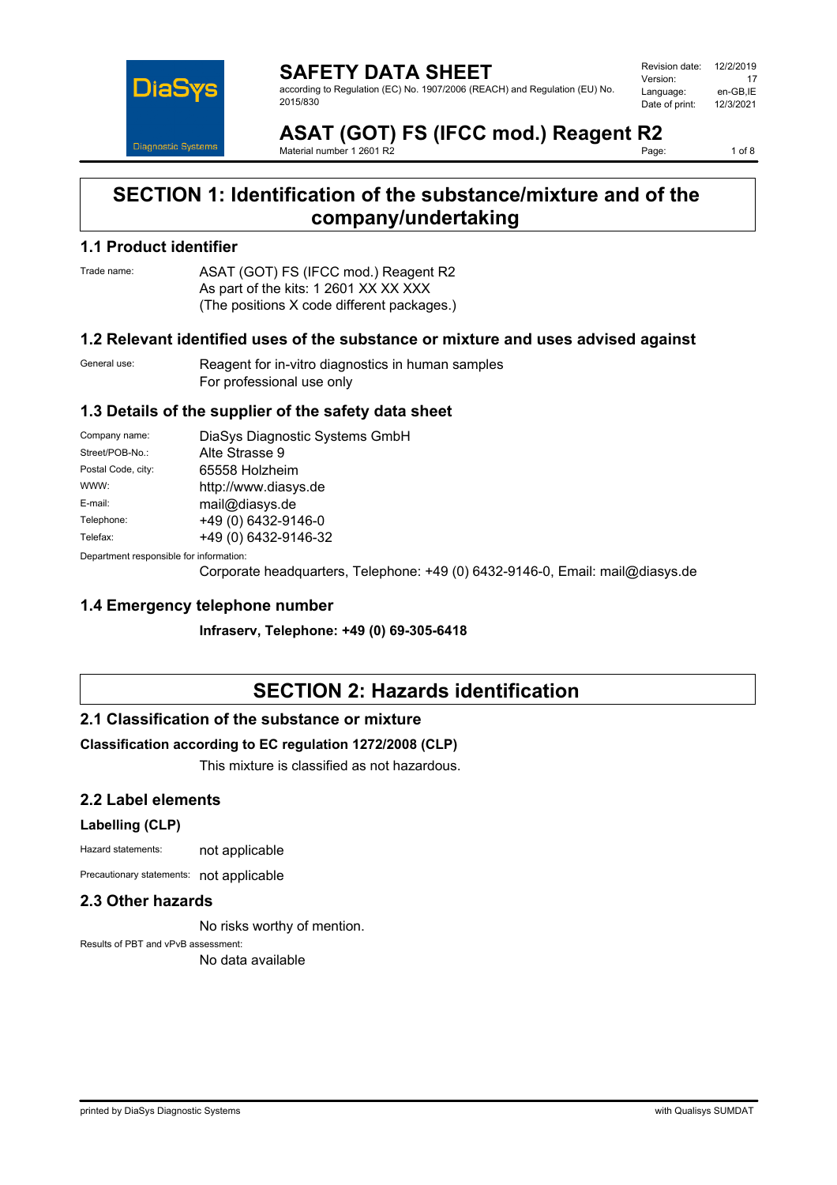# SAFETY DATA SHEET

according to Regulation (EC) No. 1907/2006 (REACH) and Regulation (EU) No. 2015/830

| | |
|---|---|
| Revision date: | 12/2/2019 |
| Version: | 17 |
| Language: | en-GB,IE |
| Date of print: | 12/3/2021 |

# ASAT (GOT) FS (IFCC mod.) Reagent R2

Material number 1 2601 R2

## SECTION 1: Identification of the substance/mixture and of the company/undertaking

### 1.1 Product identifier

Trade name: ASAT (GOT) FS (IFCC mod.) Reagent R2
As part of the kits: 1 2601 XX XX XXX
(The positions X code different packages.)

### 1.2 Relevant identified uses of the substance or mixture and uses advised against

General use: Reagent for in-vitro diagnostics in human samples
For professional use only

### 1.3 Details of the supplier of the safety data sheet

| | |
|---|---|
| Company name: | DiaSys Diagnostic Systems GmbH |
| Street/POB-No.: | Alte Strasse 9 |
| Postal Code, city: | 65558 Holzheim |
| WWW: | http://www.diasys.de |
| E-mail: | mail@diasys.de |
| Telephone: | +49 (0) 6432-9146-0 |
| Telefax: | +49 (0) 6432-9146-32 |

Department responsible for information:
Corporate headquarters, Telephone: +49 (0) 6432-9146-0, Email: mail@diasys.de

### 1.4 Emergency telephone number

**Infraserv, Telephone: +49 (0) 69-305-6418**

## SECTION 2: Hazards identification

### 2.1 Classification of the substance or mixture

**Classification according to EC regulation 1272/2008 (CLP)**

This mixture is classified as not hazardous.

### 2.2 Label elements

**Labelling (CLP)**

Hazard statements: not applicable

Precautionary statements: not applicable

### 2.3 Other hazards

No risks worthy of mention.

Results of PBT and vPvB assessment:
No data available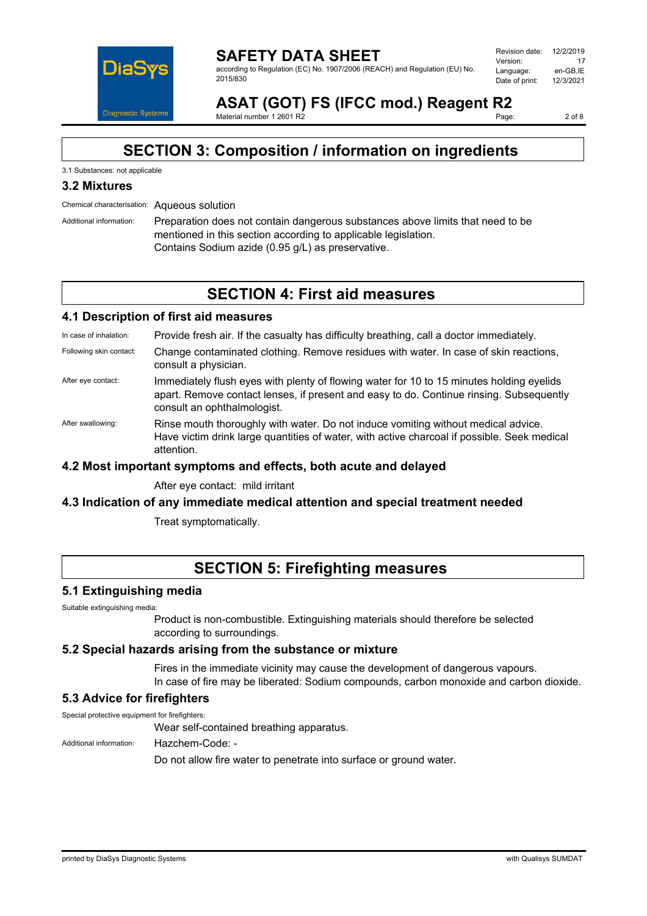## SECTION 3: Composition / information on ingredients

3.1 Substances: not applicable

### 3.2 Mixtures

Chemical characterisation: Aqueous solution

Additional information: Preparation does not contain dangerous substances above limits that need to be mentioned in this section according to applicable legislation.
Contains Sodium azide (0.95 g/L) as preservative.

## SECTION 4: First aid measures

### 4.1 Description of first aid measures

In case of inhalation: Provide fresh air. If the casualty has difficulty breathing, call a doctor immediately.

Following skin contact: Change contaminated clothing. Remove residues with water. In case of skin reactions, consult a physician.

After eye contact: Immediately flush eyes with plenty of flowing water for 10 to 15 minutes holding eyelids apart. Remove contact lenses, if present and easy to do. Continue rinsing. Subsequently consult an ophthalmologist.

After swallowing: Rinse mouth thoroughly with water. Do not induce vomiting without medical advice. Have victim drink large quantities of water, with active charcoal if possible. Seek medical attention.

### 4.2 Most important symptoms and effects, both acute and delayed

After eye contact: mild irritant

### 4.3 Indication of any immediate medical attention and special treatment needed

Treat symptomatically.

## SECTION 5: Firefighting measures

### 5.1 Extinguishing media

Suitable extinguishing media:

Product is non-combustible. Extinguishing materials should therefore be selected according to surroundings.

### 5.2 Special hazards arising from the substance or mixture

Fires in the immediate vicinity may cause the development of dangerous vapours.
In case of fire may be liberated: Sodium compounds, carbon monoxide and carbon dioxide.

### 5.3 Advice for firefighters

Special protective equipment for firefighters:

Wear self-contained breathing apparatus.

Additional information: Hazchem-Code: -

Do not allow fire water to penetrate into surface or ground water.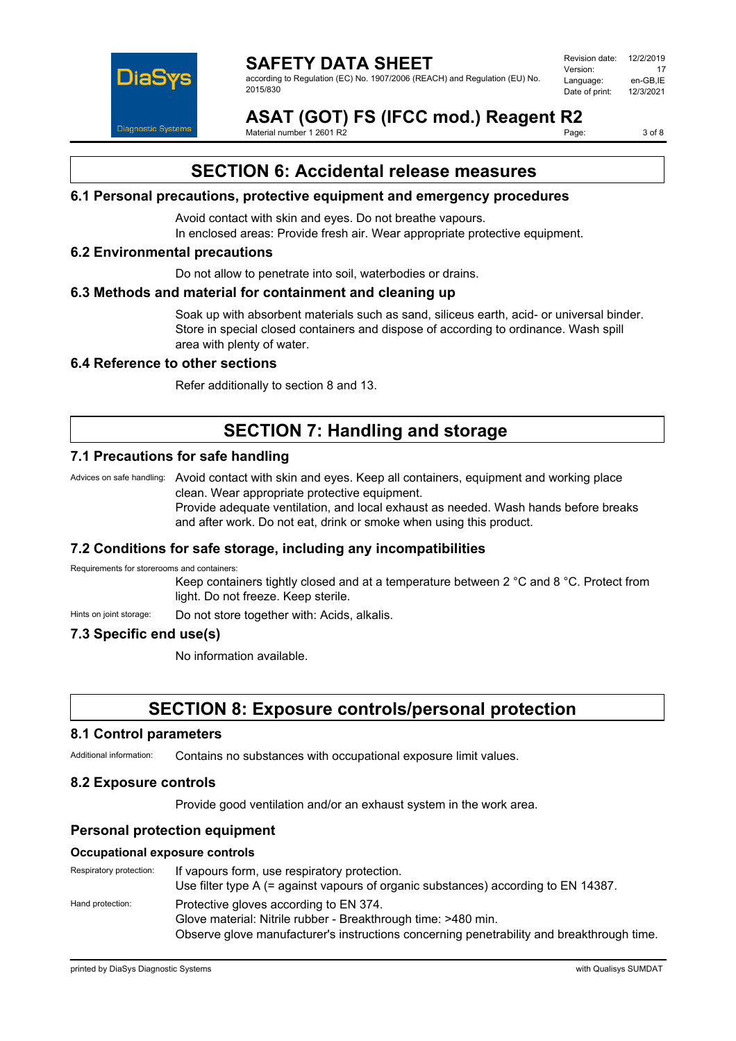## SECTION 6: Accidental release measures

### 6.1 Personal precautions, protective equipment and emergency procedures

Avoid contact with skin and eyes. Do not breathe vapours.
In enclosed areas: Provide fresh air. Wear appropriate protective equipment.

### 6.2 Environmental precautions

Do not allow to penetrate into soil, waterbodies or drains.

### 6.3 Methods and material for containment and cleaning up

Soak up with absorbent materials such as sand, siliceus earth, acid- or universal binder. Store in special closed containers and dispose of according to ordinance. Wash spill area with plenty of water.

### 6.4 Reference to other sections

Refer additionally to section 8 and 13.

## SECTION 7: Handling and storage

### 7.1 Precautions for safe handling

Advices on safe handling: Avoid contact with skin and eyes. Keep all containers, equipment and working place clean. Wear appropriate protective equipment.
Provide adequate ventilation, and local exhaust as needed. Wash hands before breaks and after work. Do not eat, drink or smoke when using this product.

### 7.2 Conditions for safe storage, including any incompatibilities

Requirements for storerooms and containers:

Keep containers tightly closed and at a temperature between 2 °C and 8 °C. Protect from light. Do not freeze. Keep sterile.

Hints on joint storage: Do not store together with: Acids, alkalis.

### 7.3 Specific end use(s)

No information available.

## SECTION 8: Exposure controls/personal protection

### 8.1 Control parameters

Additional information: Contains no substances with occupational exposure limit values.

### 8.2 Exposure controls

Provide good ventilation and/or an exhaust system in the work area.

### Personal protection equipment

#### Occupational exposure controls

Respiratory protection: If vapours form, use respiratory protection.
Use filter type A (= against vapours of organic substances) according to EN 14387.

Hand protection: Protective gloves according to EN 374.
Glove material: Nitrile rubber - Breakthrough time: >480 min.
Observe glove manufacturer's instructions concerning penetrability and breakthrough time.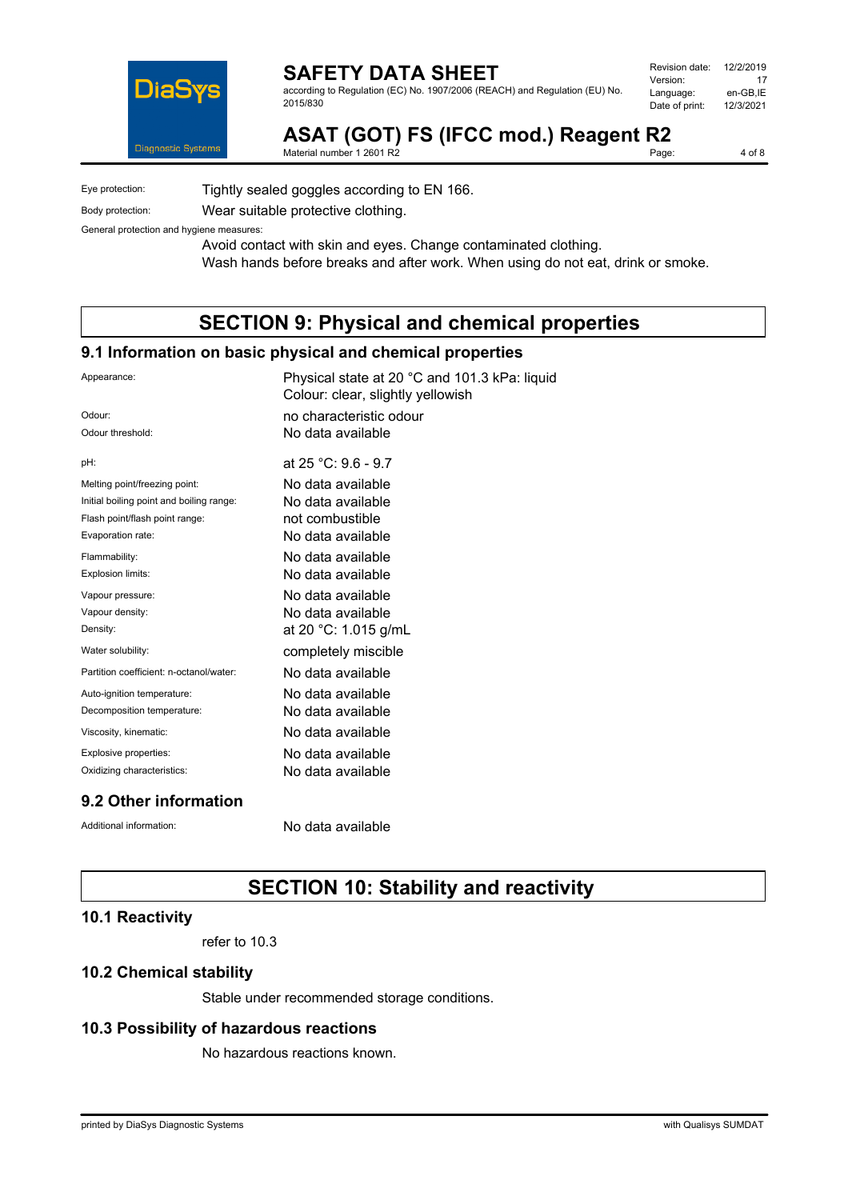Eye protection: Tightly sealed goggles according to EN 166.

Body protection: Wear suitable protective clothing.

General protection and hygiene measures:

Avoid contact with skin and eyes. Change contaminated clothing.
Wash hands before breaks and after work. When using do not eat, drink or smoke.

# SECTION 9: Physical and chemical properties

## 9.1 Information on basic physical and chemical properties

| | |
|---|---|
| Appearance: | Physical state at 20 °C and 101.3 kPa: liquid<br>Colour: clear, slightly yellowish |
| Odour: | no characteristic odour |
| Odour threshold: | No data available |
| pH: | at 25 °C: 9.6 - 9.7 |
| Melting point/freezing point: | No data available |
| Initial boiling point and boiling range: | No data available |
| Flash point/flash point range: | not combustible |
| Evaporation rate: | No data available |
| Flammability: | No data available |
| Explosion limits: | No data available |
| Vapour pressure: | No data available |
| Vapour density: | No data available |
| Density: | at 20 °C: 1.015 g/mL |
| Water solubility: | completely miscible |
| Partition coefficient: n-octanol/water: | No data available |
| Auto-ignition temperature: | No data available |
| Decomposition temperature: | No data available |
| Viscosity, kinematic: | No data available |
| Explosive properties: | No data available |
| Oxidizing characteristics: | No data available |

## 9.2 Other information

Additional information: No data available

# SECTION 10: Stability and reactivity

## 10.1 Reactivity

refer to 10.3

## 10.2 Chemical stability

Stable under recommended storage conditions.

## 10.3 Possibility of hazardous reactions

No hazardous reactions known.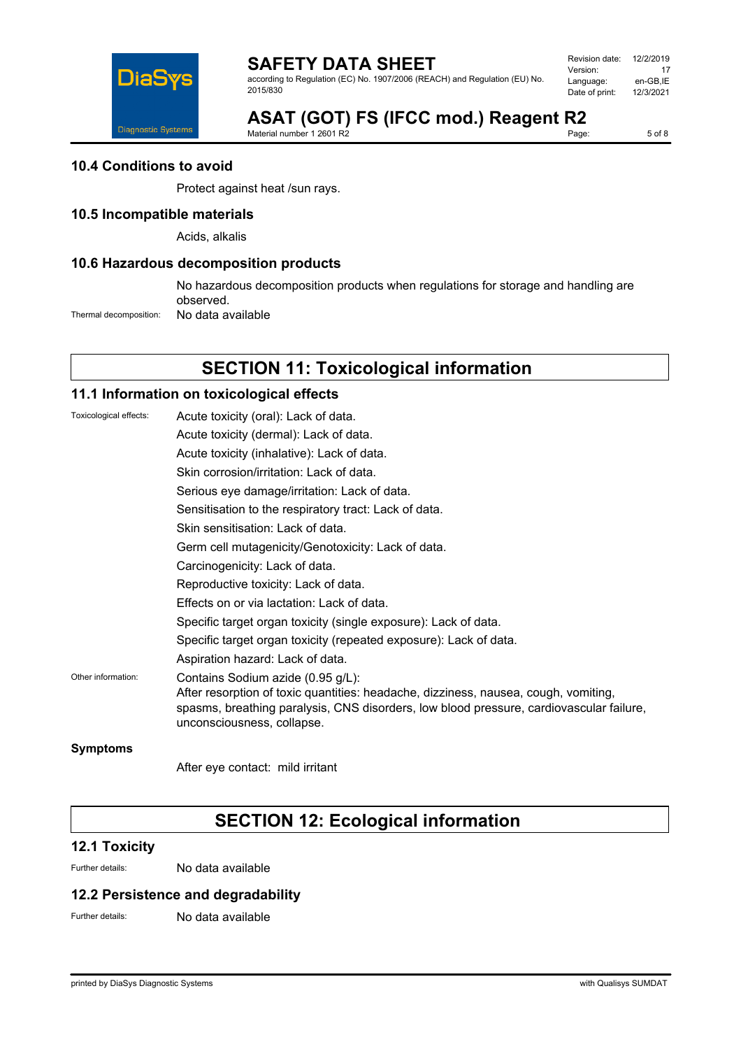### 10.4 Conditions to avoid

Protect against heat /sun rays.

### 10.5 Incompatible materials

Acids, alkalis

### 10.6 Hazardous decomposition products

No hazardous decomposition products when regulations for storage and handling are observed.

Thermal decomposition: No data available

## SECTION 11: Toxicological information

### 11.1 Information on toxicological effects

Toxicological effects:

Acute toxicity (oral): Lack of data.

Acute toxicity (dermal): Lack of data.

Acute toxicity (inhalative): Lack of data.

Skin corrosion/irritation: Lack of data.

Serious eye damage/irritation: Lack of data.

Sensitisation to the respiratory tract: Lack of data.

Skin sensitisation: Lack of data.

Germ cell mutagenicity/Genotoxicity: Lack of data.

Carcinogenicity: Lack of data.

Reproductive toxicity: Lack of data.

Effects on or via lactation: Lack of data.

Specific target organ toxicity (single exposure): Lack of data.

Specific target organ toxicity (repeated exposure): Lack of data.

Aspiration hazard: Lack of data.

Other information: Contains Sodium azide (0.95 g/L):
After resorption of toxic quantities: headache, dizziness, nausea, cough, vomiting, spasms, breathing paralysis, CNS disorders, low blood pressure, cardiovascular failure, unconsciousness, collapse.

**Symptoms**

After eye contact: mild irritant

## SECTION 12: Ecological information

### 12.1 Toxicity

Further details: No data available

### 12.2 Persistence and degradability

Further details: No data available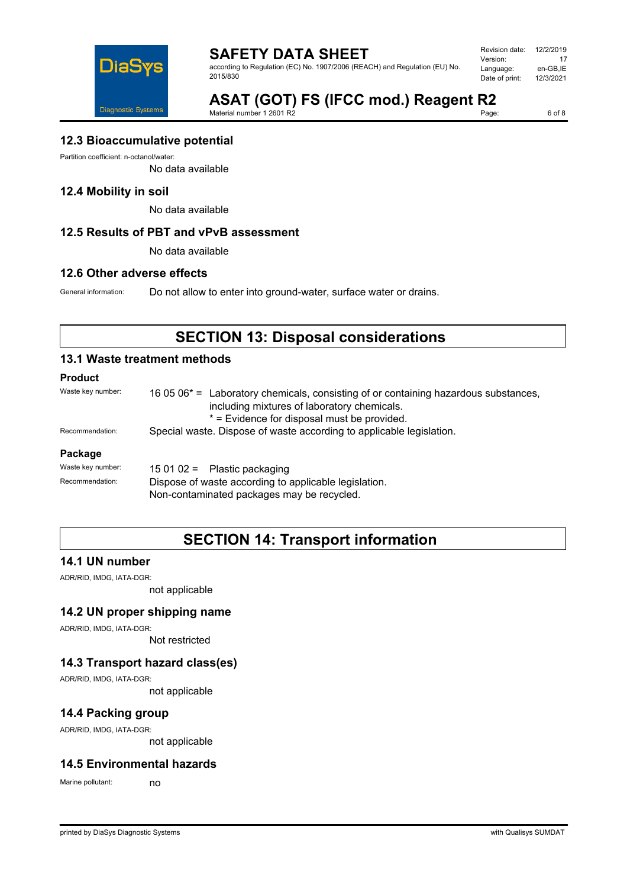### 12.3 Bioaccumulative potential

Partition coefficient: n-octanol/water:

No data available

### 12.4 Mobility in soil

No data available

### 12.5 Results of PBT and vPvB assessment

No data available

### 12.6 Other adverse effects

General information: Do not allow to enter into ground-water, surface water or drains.

## SECTION 13: Disposal considerations

### 13.1 Waste treatment methods

**Product**

Waste key number: 16 05 06* = Laboratory chemicals, consisting of or containing hazardous substances, including mixtures of laboratory chemicals.
* = Evidence for disposal must be provided.

Recommendation: Special waste. Dispose of waste according to applicable legislation.

**Package**

Waste key number: 15 01 02 = Plastic packaging

Recommendation: Dispose of waste according to applicable legislation.
Non-contaminated packages may be recycled.

## SECTION 14: Transport information

### 14.1 UN number

ADR/RID, IMDG, IATA-DGR:

not applicable

### 14.2 UN proper shipping name

ADR/RID, IMDG, IATA-DGR:

Not restricted

### 14.3 Transport hazard class(es)

ADR/RID, IMDG, IATA-DGR:

not applicable

### 14.4 Packing group

ADR/RID, IMDG, IATA-DGR:

not applicable

### 14.5 Environmental hazards

Marine pollutant: no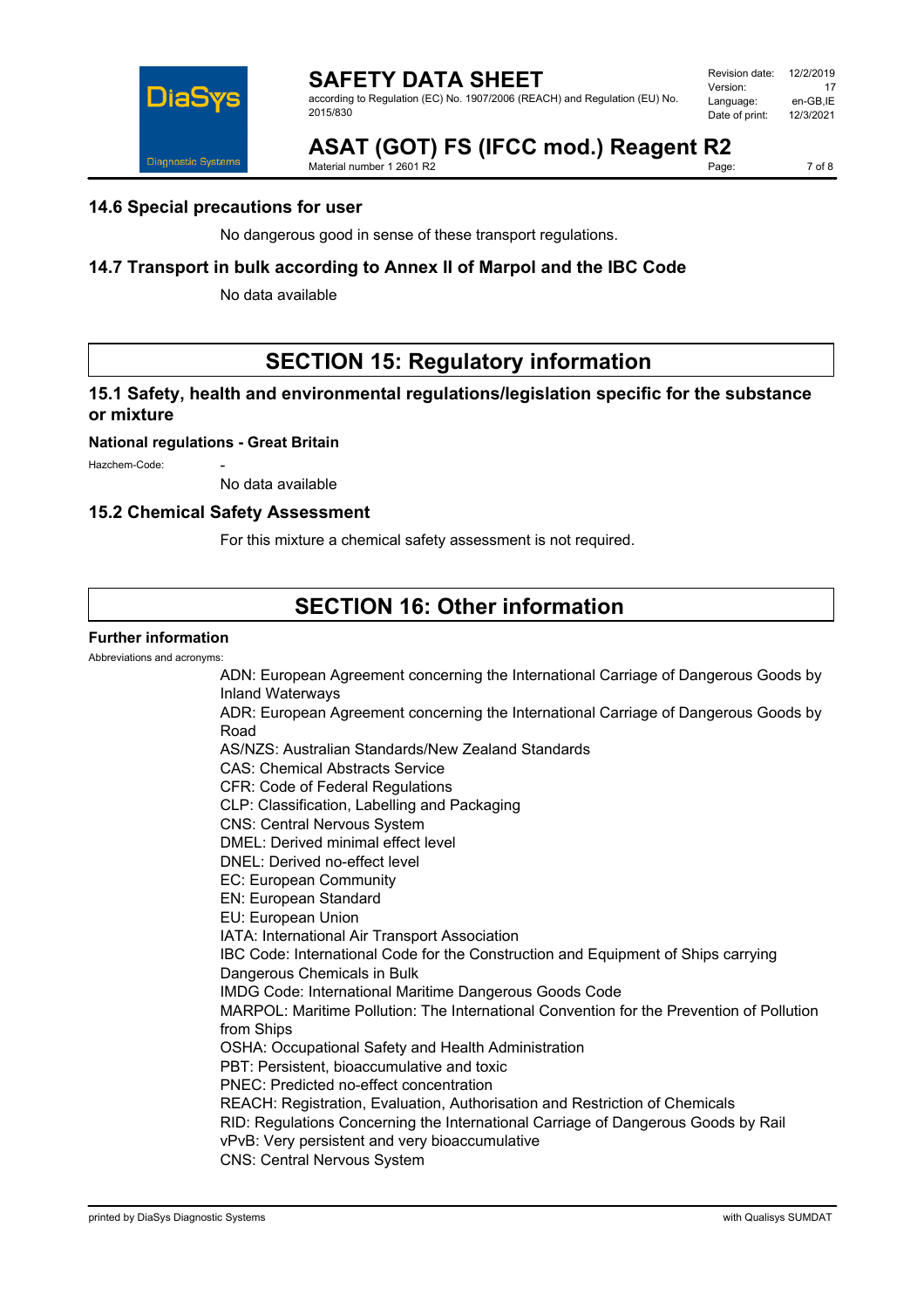### 14.6 Special precautions for user

No dangerous good in sense of these transport regulations.

### 14.7 Transport in bulk according to Annex II of Marpol and the IBC Code

No data available

## SECTION 15: Regulatory information

### 15.1 Safety, health and environmental regulations/legislation specific for the substance or mixture

**National regulations - Great Britain**

Hazchem-Code: -

No data available

### 15.2 Chemical Safety Assessment

For this mixture a chemical safety assessment is not required.

## SECTION 16: Other information

**Further information**

Abbreviations and acronyms:

ADN: European Agreement concerning the International Carriage of Dangerous Goods by Inland Waterways
ADR: European Agreement concerning the International Carriage of Dangerous Goods by Road
AS/NZS: Australian Standards/New Zealand Standards
CAS: Chemical Abstracts Service
CFR: Code of Federal Regulations
CLP: Classification, Labelling and Packaging
CNS: Central Nervous System
DMEL: Derived minimal effect level
DNEL: Derived no-effect level
EC: European Community
EN: European Standard
EU: European Union
IATA: International Air Transport Association
IBC Code: International Code for the Construction and Equipment of Ships carrying Dangerous Chemicals in Bulk
IMDG Code: International Maritime Dangerous Goods Code
MARPOL: Maritime Pollution: The International Convention for the Prevention of Pollution from Ships
OSHA: Occupational Safety and Health Administration
PBT: Persistent, bioaccumulative and toxic
PNEC: Predicted no-effect concentration
REACH: Registration, Evaluation, Authorisation and Restriction of Chemicals
RID: Regulations Concerning the International Carriage of Dangerous Goods by Rail
vPvB: Very persistent and very bioaccumulative
CNS: Central Nervous System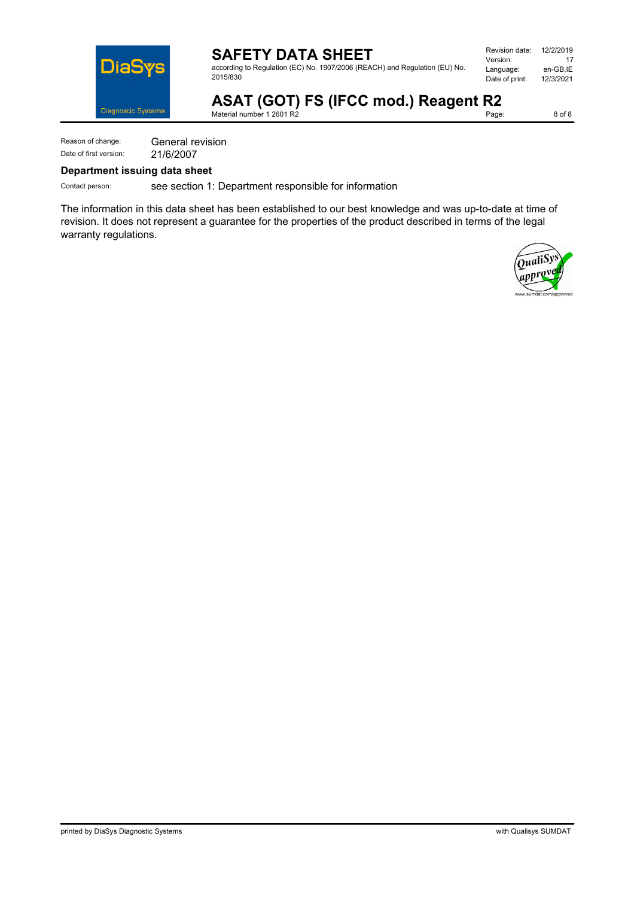Reason of change: General revision
Date of first version: 21/6/2007

**Department issuing data sheet**

Contact person: see section 1: Department responsible for information

The information in this data sheet has been established to our best knowledge and was up-to-date at time of revision. It does not represent a guarantee for the properties of the product described in terms of the legal warranty regulations.